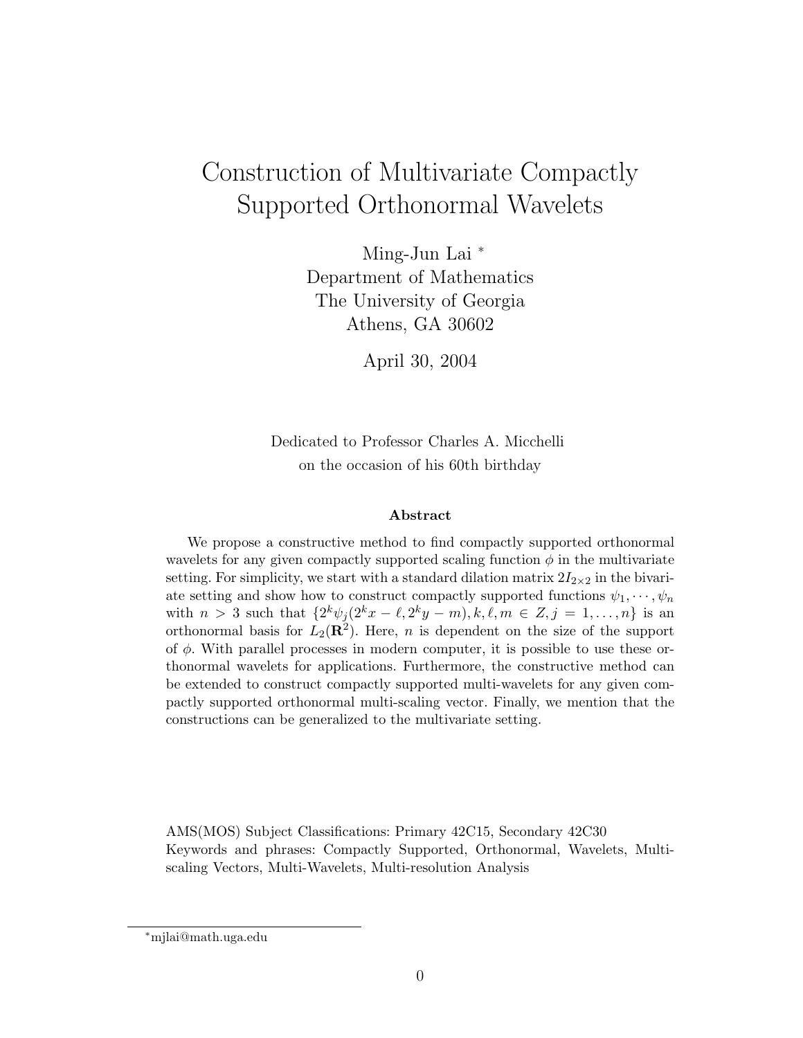# Construction of Multivariate Compactly Supported Orthonormal Wavelets

Ming-Jun Lai [*]
Department of Mathematics
The University of Georgia
Athens, GA 30602

April 30, 2004

Dedicated to Professor Charles A. Micchelli
on the occasion of his 60th birthday

**Abstract**

We propose a constructive method to find compactly supported orthonormal wavelets for any given compactly supported scaling function $\phi$ in the multivariate setting. For simplicity, we start with a standard dilation matrix $2I_{2\times 2}$ in the bivariate setting and show how to construct compactly supported functions $\psi_1, \cdots, \psi_n$ with $n > 3$ such that $\{2^k\psi_j(2^kx - \ell, 2^ky - m), k, \ell, m \in Z, j = 1, \ldots, n\}$ is an orthonormal basis for $L_2(\mathbf{R}^2)$. Here, $n$ is dependent on the size of the support of $\phi$. With parallel processes in modern computer, it is possible to use these orthonormal wavelets for applications. Furthermore, the constructive method can be extended to construct compactly supported multi-wavelets for any given compactly supported orthonormal multi-scaling vector. Finally, we mention that the constructions can be generalized to the multivariate setting.

AMS(MOS) Subject Classifications: Primary 42C15, Secondary 42C30
Keywords and phrases: Compactly Supported, Orthonormal, Wavelets, Multi-scaling Vectors, Multi-Wavelets, Multi-resolution Analysis

[*] mjlai@math.uga.edu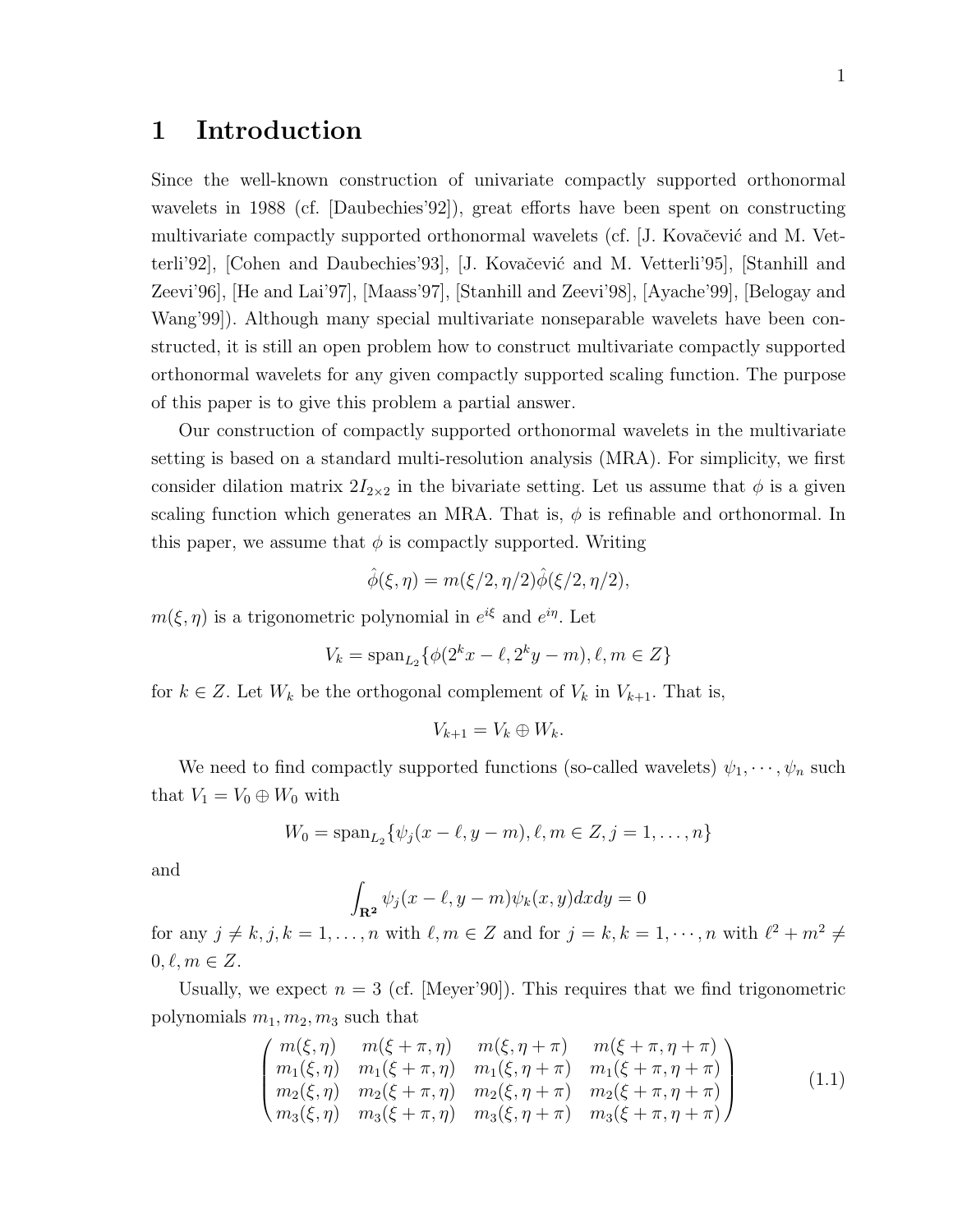# 1 Introduction

Since the well-known construction of univariate compactly supported orthonormal wavelets in 1988 (cf. [Daubechies'92]), great efforts have been spent on constructing multivariate compactly supported orthonormal wavelets (cf. [J. Kovačević and M. Vetterli'92], [Cohen and Daubechies'93], [J. Kovačević and M. Vetterli'95], [Stanhill and Zeevi'96], [He and Lai'97], [Maass'97], [Stanhill and Zeevi'98], [Ayache'99], [Belogay and Wang'99]). Although many special multivariate nonseparable wavelets have been constructed, it is still an open problem how to construct multivariate compactly supported orthonormal wavelets for any given compactly supported scaling function. The purpose of this paper is to give this problem a partial answer.

Our construction of compactly supported orthonormal wavelets in the multivariate setting is based on a standard multi-resolution analysis (MRA). For simplicity, we first consider dilation matrix $2I_{2\times 2}$ in the bivariate setting. Let us assume that $\phi$ is a given scaling function which generates an MRA. That is, $\phi$ is refinable and orthonormal. In this paper, we assume that $\phi$ is compactly supported. Writing

$$\hat{\phi}(\xi, \eta) = m(\xi/2, \eta/2)\hat{\phi}(\xi/2, \eta/2),$$

$m(\xi, \eta)$ is a trigonometric polynomial in $e^{i\xi}$ and $e^{i\eta}$. Let

$$V_k = \operatorname{span}_{L_2}\{\phi(2^k x - \ell, 2^k y - m), \ell, m \in Z\}$$

for $k \in Z$. Let $W_k$ be the orthogonal complement of $V_k$ in $V_{k+1}$. That is,

$$V_{k+1} = V_k \oplus W_k.$$

We need to find compactly supported functions (so-called wavelets) $\psi_1, \cdots, \psi_n$ such that $V_1 = V_0 \oplus W_0$ with

$$W_0 = \operatorname{span}_{L_2}\{\psi_j(x - \ell, y - m), \ell, m \in Z, j = 1, \ldots, n\}$$

and

$$\int_{\mathbf{R^2}} \psi_j(x - \ell, y - m)\psi_k(x, y)dxdy = 0$$

for any $j \neq k, j, k = 1, \ldots, n$ with $\ell, m \in Z$ and for $j = k, k = 1, \cdots, n$ with $\ell^2 + m^2 \neq 0, \ell, m \in Z$.

Usually, we expect $n = 3$ (cf. [Meyer'90]). This requires that we find trigonometric polynomials $m_1, m_2, m_3$ such that

$$\begin{pmatrix} m(\xi, \eta) & m(\xi + \pi, \eta) & m(\xi, \eta + \pi) & m(\xi + \pi, \eta + \pi) \\ m_1(\xi, \eta) & m_1(\xi + \pi, \eta) & m_1(\xi, \eta + \pi) & m_1(\xi + \pi, \eta + \pi) \\ m_2(\xi, \eta) & m_2(\xi + \pi, \eta) & m_2(\xi, \eta + \pi) & m_2(\xi + \pi, \eta + \pi) \\ m_3(\xi, \eta) & m_3(\xi + \pi, \eta) & m_3(\xi, \eta + \pi) & m_3(\xi + \pi, \eta + \pi) \end{pmatrix} \tag{1.1}$$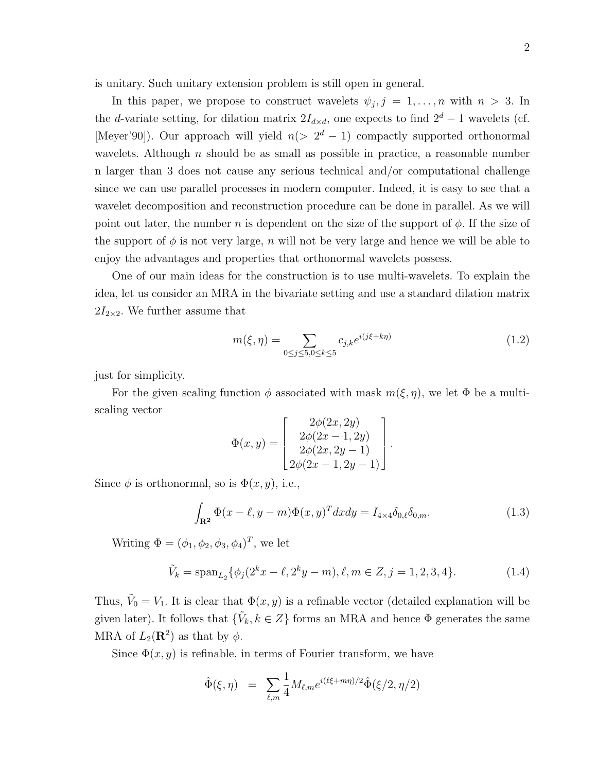is unitary. Such unitary extension problem is still open in general.

In this paper, we propose to construct wavelets $\psi_j, j = 1, \ldots, n$ with $n > 3$. In the $d$-variate setting, for dilation matrix $2I_{d\times d}$, one expects to find $2^d - 1$ wavelets (cf. [Meyer'90]). Our approach will yield $n(> 2^d - 1)$ compactly supported orthonormal wavelets. Although $n$ should be as small as possible in practice, a reasonable number n larger than 3 does not cause any serious technical and/or computational challenge since we can use parallel processes in modern computer. Indeed, it is easy to see that a wavelet decomposition and reconstruction procedure can be done in parallel. As we will point out later, the number $n$ is dependent on the size of the support of $\phi$. If the size of the support of $\phi$ is not very large, $n$ will not be very large and hence we will be able to enjoy the advantages and properties that orthonormal wavelets possess.

One of our main ideas for the construction is to use multi-wavelets. To explain the idea, let us consider an MRA in the bivariate setting and use a standard dilation matrix $2I_{2\times 2}$. We further assume that

$$m(\xi, \eta) = \sum_{0\le j\le 5, 0\le k\le 5} c_{j,k} e^{i(j\xi + k\eta)} \tag{1.2}$$

just for simplicity.

For the given scaling function $\phi$ associated with mask $m(\xi, \eta)$, we let $\Phi$ be a multi-scaling vector

$$\Phi(x, y) = \begin{bmatrix} 2\phi(2x, 2y) \\ 2\phi(2x - 1, 2y) \\ 2\phi(2x, 2y - 1) \\ 2\phi(2x - 1, 2y - 1) \end{bmatrix}.$$

Since $\phi$ is orthonormal, so is $\Phi(x, y)$, i.e.,

$$\int_{\mathbf{R^2}} \Phi(x - \ell, y - m)\Phi(x, y)^T dxdy = I_{4\times 4}\delta_{0,\ell}\delta_{0,m}. \tag{1.3}$$

Writing $\Phi = (\phi_1, \phi_2, \phi_3, \phi_4)^T$, we let

$$\tilde{V}_k = \text{span}_{L_2}\{\phi_j(2^k x - \ell, 2^k y - m), \ell, m \in Z, j = 1, 2, 3, 4\}. \tag{1.4}$$

Thus, $\tilde{V}_0 = V_1$. It is clear that $\Phi(x, y)$ is a refinable vector (detailed explanation will be given later). It follows that $\{\tilde{V}_k, k \in Z\}$ forms an MRA and hence $\Phi$ generates the same MRA of $L_2(\mathbf{R}^2)$ as that by $\phi$.

Since $\Phi(x, y)$ is refinable, in terms of Fourier transform, we have

$$\hat{\Phi}(\xi, \eta) \;\;=\;\; \sum_{\ell,m} \frac{1}{4} M_{\ell,m} e^{i(\ell\xi + m\eta)/2} \hat{\Phi}(\xi/2, \eta/2)$$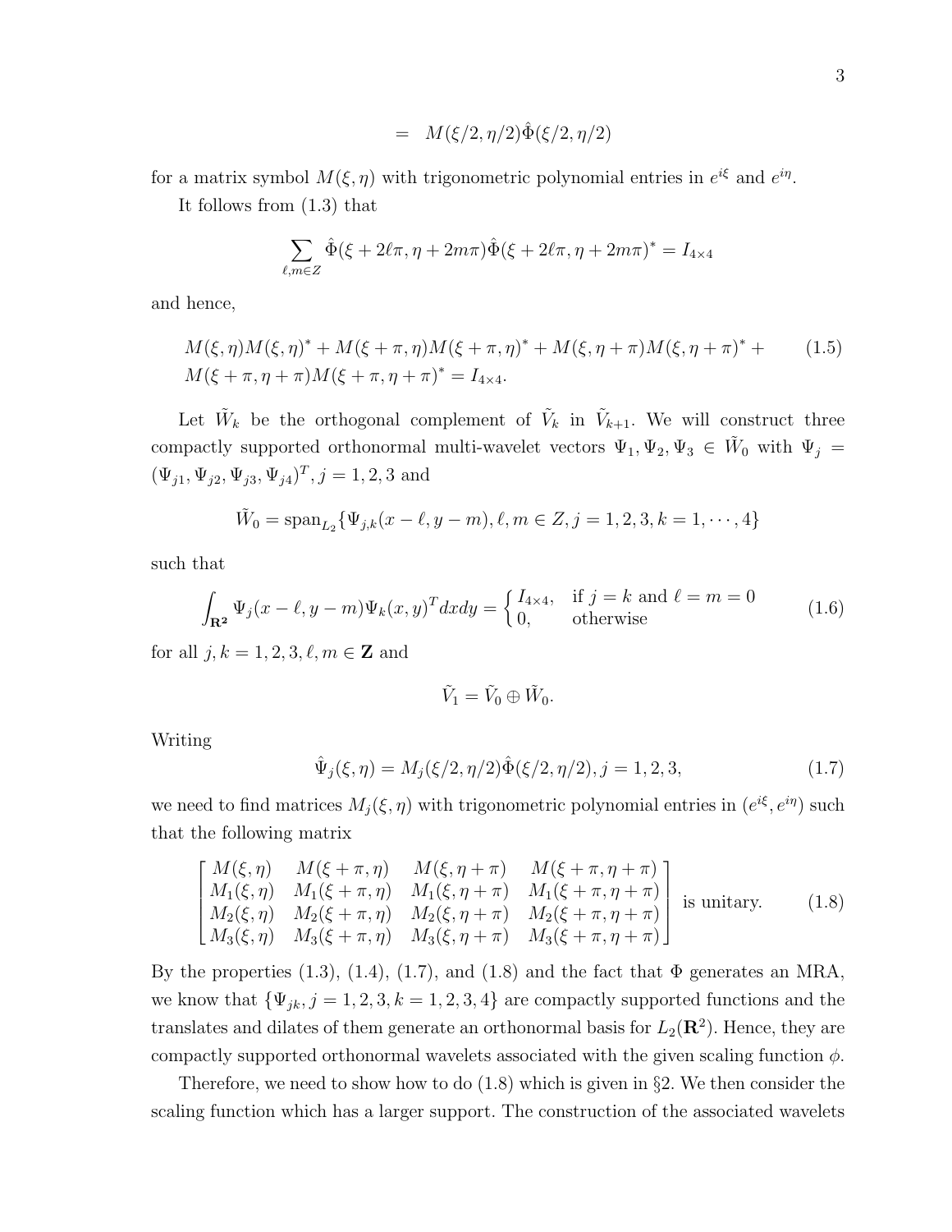$$= \quad M(\xi/2, \eta/2)\hat{\Phi}(\xi/2, \eta/2)$$

for a matrix symbol $M(\xi, \eta)$ with trigonometric polynomial entries in $e^{i\xi}$ and $e^{i\eta}$.

It follows from (1.3) that

$$\sum_{\ell, m \in Z} \hat{\Phi}(\xi + 2\ell\pi, \eta + 2m\pi)\hat{\Phi}(\xi + 2\ell\pi, \eta + 2m\pi)^* = I_{4\times 4}$$

and hence,

$$\begin{aligned} &M(\xi, \eta)M(\xi, \eta)^* + M(\xi + \pi, \eta)M(\xi + \pi, \eta)^* + M(\xi, \eta + \pi)M(\xi, \eta + \pi)^* + \\ &M(\xi + \pi, \eta + \pi)M(\xi + \pi, \eta + \pi)^* = I_{4\times 4}. \end{aligned} \tag{1.5}$$

Let $\tilde{W}_k$ be the orthogonal complement of $\tilde{V}_k$ in $\tilde{V}_{k+1}$. We will construct three compactly supported orthonormal multi-wavelet vectors $\Psi_1, \Psi_2, \Psi_3 \in \tilde{W}_0$ with $\Psi_j = (\Psi_{j1}, \Psi_{j2}, \Psi_{j3}, \Psi_{j4})^T, j = 1, 2, 3$ and

$$\tilde{W}_0 = \text{span}_{L_2}\{\Psi_{j,k}(x - \ell, y - m), \ell, m \in Z, j = 1, 2, 3, k = 1, \cdots, 4\}$$

such that

$$\int_{\mathbf{R^2}} \Psi_j(x - \ell, y - m)\Psi_k(x, y)^T dxdy = \begin{cases} I_{4\times 4}, & \text{if } j = k \text{ and } \ell = m = 0 \\ 0, & \text{otherwise} \end{cases} \tag{1.6}$$

for all $j, k = 1, 2, 3, \ell, m \in \mathbf{Z}$ and

$$\tilde{V}_1 = \tilde{V}_0 \oplus \tilde{W}_0.$$

Writing

$$\hat{\Psi}_j(\xi, \eta) = M_j(\xi/2, \eta/2)\hat{\Phi}(\xi/2, \eta/2), j = 1, 2, 3, \tag{1.7}$$

we need to find matrices $M_j(\xi, \eta)$ with trigonometric polynomial entries in $(e^{i\xi}, e^{i\eta})$ such that the following matrix

$$\begin{bmatrix} M(\xi, \eta) & M(\xi + \pi, \eta) & M(\xi, \eta + \pi) & M(\xi + \pi, \eta + \pi) \\ M_1(\xi, \eta) & M_1(\xi + \pi, \eta) & M_1(\xi, \eta + \pi) & M_1(\xi + \pi, \eta + \pi) \\ M_2(\xi, \eta) & M_2(\xi + \pi, \eta) & M_2(\xi, \eta + \pi) & M_2(\xi + \pi, \eta + \pi) \\ M_3(\xi, \eta) & M_3(\xi + \pi, \eta) & M_3(\xi, \eta + \pi) & M_3(\xi + \pi, \eta + \pi) \end{bmatrix} \text{ is unitary.} \tag{1.8}$$

By the properties (1.3), (1.4), (1.7), and (1.8) and the fact that $\Phi$ generates an MRA, we know that $\{\Psi_{jk}, j = 1, 2, 3, k = 1, 2, 3, 4\}$ are compactly supported functions and the translates and dilates of them generate an orthonormal basis for $L_2(\mathbf{R}^2)$. Hence, they are compactly supported orthonormal wavelets associated with the given scaling function $\phi$.

Therefore, we need to show how to do (1.8) which is given in §2. We then consider the scaling function which has a larger support. The construction of the associated wavelets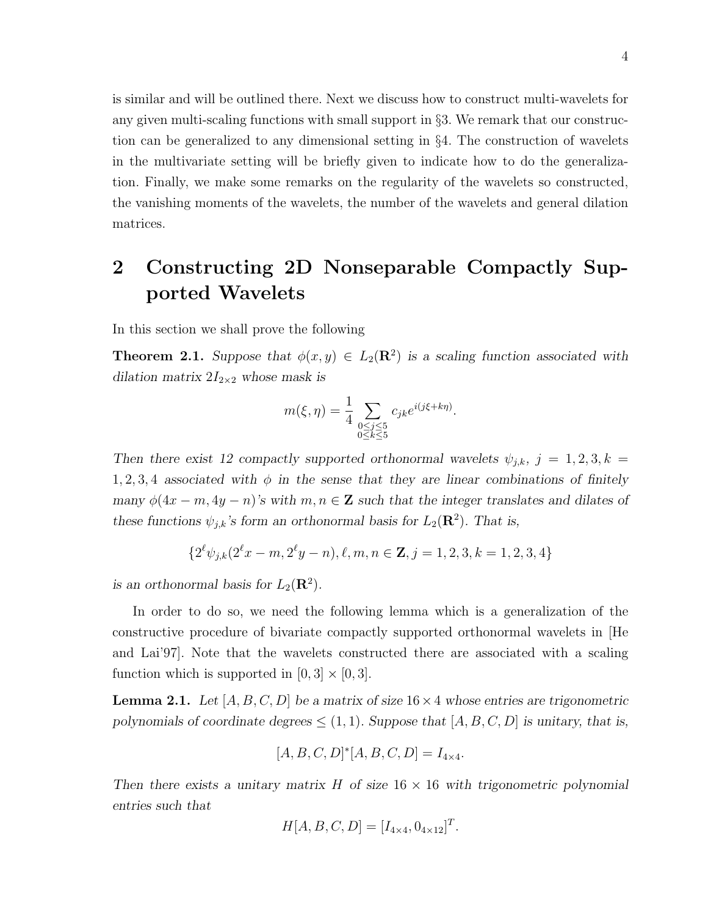is similar and will be outlined there. Next we discuss how to construct multi-wavelets for any given multi-scaling functions with small support in §3. We remark that our construction can be generalized to any dimensional setting in §4. The construction of wavelets in the multivariate setting will be briefly given to indicate how to do the generalization. Finally, we make some remarks on the regularity of the wavelets so constructed, the vanishing moments of the wavelets, the number of the wavelets and general dilation matrices.

## 2 Constructing 2D Nonseparable Compactly Supported Wavelets

In this section we shall prove the following

**Theorem 2.1.** *Suppose that $\phi(x, y) \in L_2(\mathbf{R}^2)$ is a scaling function associated with dilation matrix $2I_{2\times 2}$ whose mask is*

$$m(\xi, \eta) = \frac{1}{4} \sum_{\substack{0\le j\le 5\\ 0\le k\le 5}} c_{jk} e^{i(j\xi + k\eta)}.$$

*Then there exist 12 compactly supported orthonormal wavelets $\psi_{j,k}$, $j = 1, 2, 3$, $k = 1, 2, 3, 4$ associated with $\phi$ in the sense that they are linear combinations of finitely many $\phi(4x - m, 4y - n)$'s with $m, n \in \mathbf{Z}$ such that the integer translates and dilates of these functions $\psi_{j,k}$'s form an orthonormal basis for $L_2(\mathbf{R}^2)$. That is,*

$$\{2^\ell \psi_{j,k}(2^\ell x - m, 2^\ell y - n), \ell, m, n \in \mathbf{Z}, j = 1, 2, 3, k = 1, 2, 3, 4\}$$

*is an orthonormal basis for $L_2(\mathbf{R}^2)$.*

In order to do so, we need the following lemma which is a generalization of the constructive procedure of bivariate compactly supported orthonormal wavelets in [He and Lai'97]. Note that the wavelets constructed there are associated with a scaling function which is supported in $[0, 3] \times [0, 3]$.

**Lemma 2.1.** *Let $[A, B, C, D]$ be a matrix of size $16 \times 4$ whose entries are trigonometric polynomials of coordinate degrees $\le (1, 1)$. Suppose that $[A, B, C, D]$ is unitary, that is,*

$$[A, B, C, D]^*[A, B, C, D] = I_{4\times 4}.$$

*Then there exists a unitary matrix $H$ of size $16 \times 16$ with trigonometric polynomial entries such that*

$$H[A, B, C, D] = [I_{4\times 4}, 0_{4\times 12}]^T.$$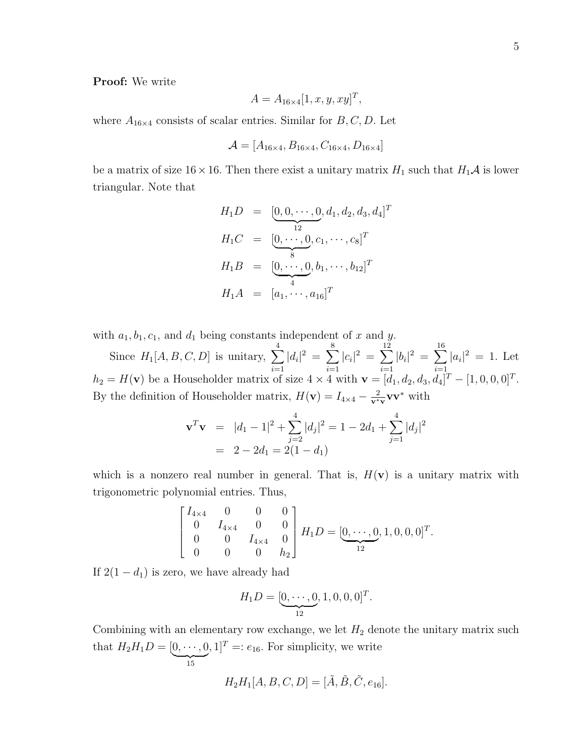**Proof:** We write

$$A = A_{16\times 4}[1, x, y, xy]^T,$$

where $A_{16\times 4}$ consists of scalar entries. Similar for $B, C, D$. Let

$$\mathcal{A} = [A_{16\times 4}, B_{16\times 4}, C_{16\times 4}, D_{16\times 4}]$$

be a matrix of size $16 \times 16$. Then there exist a unitary matrix $H_1$ such that $H_1\mathcal{A}$ is lower triangular. Note that

$$\begin{aligned}
H_1 D &= [\underbrace{0, 0, \cdots, 0}_{12}, d_1, d_2, d_3, d_4]^T \\
H_1 C &= [\underbrace{0, \cdots, 0}_{8}, c_1, \cdots, c_8]^T \\
H_1 B &= [\underbrace{0, \cdots, 0}_{4}, b_1, \cdots, b_{12}]^T \\
H_1 A &= [a_1, \cdots, a_{16}]^T
\end{aligned}$$

with $a_1, b_1, c_1$, and $d_1$ being constants independent of $x$ and $y$.

Since $H_1[A, B, C, D]$ is unitary, $\sum_{i=1}^{4} |d_i|^2 = \sum_{i=1}^{8} |c_i|^2 = \sum_{i=1}^{12} |b_i|^2 = \sum_{i=1}^{16} |a_i|^2 = 1$. Let $h_2 = H(\mathbf{v})$ be a Householder matrix of size $4 \times 4$ with $\mathbf{v} = [d_1, d_2, d_3, d_4]^T - [1, 0, 0, 0]^T$. By the definition of Householder matrix, $H(\mathbf{v}) = I_{4\times 4} - \frac{2}{\mathbf{v}^*\mathbf{v}}\mathbf{v}\mathbf{v}^*$ with

$$\begin{aligned}
\mathbf{v}^T\mathbf{v} &= |d_1 - 1|^2 + \sum_{j=2}^{4} |d_j|^2 = 1 - 2d_1 + \sum_{j=1}^{4} |d_j|^2 \\
&= 2 - 2d_1 = 2(1 - d_1)
\end{aligned}$$

which is a nonzero real number in general. That is, $H(\mathbf{v})$ is a unitary matrix with trigonometric polynomial entries. Thus,

$$\begin{bmatrix} I_{4\times 4} & 0 & 0 & 0 \\ 0 & I_{4\times 4} & 0 & 0 \\ 0 & 0 & I_{4\times 4} & 0 \\ 0 & 0 & 0 & h_2 \end{bmatrix} H_1 D = [\underbrace{0, \cdots, 0}_{12}, 1, 0, 0, 0]^T.$$

If $2(1 - d_1)$ is zero, we have already had

$$H_1 D = [\underbrace{0, \cdots, 0}_{12}, 1, 0, 0, 0]^T.$$

Combining with an elementary row exchange, we let $H_2$ denote the unitary matrix such that $H_2 H_1 D = [\underbrace{0, \cdots, 0}_{15}, 1]^T =: e_{16}$. For simplicity, we write

$$H_2 H_1 [A, B, C, D] = [\tilde{A}, \tilde{B}, \tilde{C}, e_{16}].$$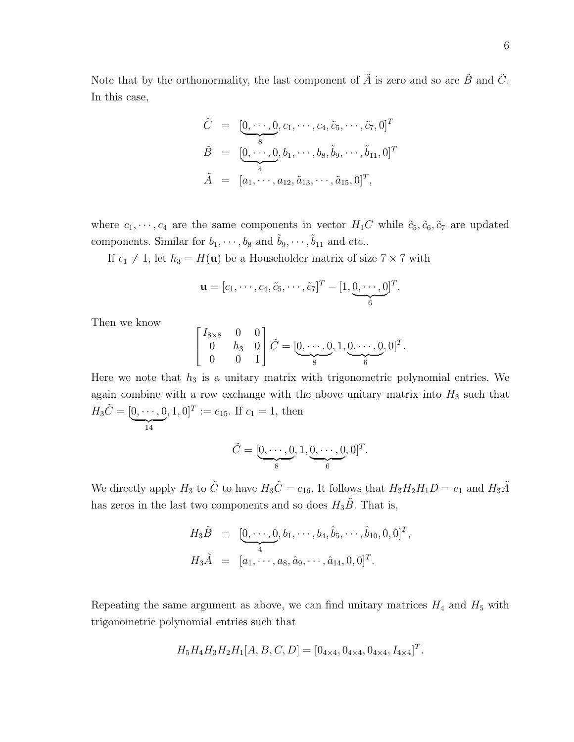Note that by the orthonormality, the last component of $\tilde{A}$ is zero and so are $\tilde{B}$ and $\tilde{C}$. In this case,

$$
\begin{aligned}
\tilde{C} &= [\underbrace{0, \cdots, 0}_{8}, c_1, \cdots, c_4, \tilde{c}_5, \cdots, \tilde{c}_7, 0]^T \\
\tilde{B} &= [\underbrace{0, \cdots, 0}_{4}, b_1, \cdots, b_8, \tilde{b}_9, \cdots, \tilde{b}_{11}, 0]^T \\
\tilde{A} &= [a_1, \cdots, a_{12}, \tilde{a}_{13}, \cdots, \tilde{a}_{15}, 0]^T,
\end{aligned}
$$

where $c_1, \cdots, c_4$ are the same components in vector $H_1 C$ while $\tilde{c}_5, \tilde{c}_6, \tilde{c}_7$ are updated components. Similar for $b_1, \cdots, b_8$ and $\tilde{b}_9, \cdots, \tilde{b}_{11}$ and etc..

If $c_1 \neq 1$, let $h_3 = H(\mathbf{u})$ be a Householder matrix of size $7 \times 7$ with

$$
\mathbf{u} = [c_1, \cdots, c_4, \tilde{c}_5, \cdots, \tilde{c}_7]^T - [1, \underbrace{0, \cdots, 0}_{6}]^T.
$$

Then we know

$$
\begin{bmatrix} I_{8\times 8} & 0 & 0 \\ 0 & h_3 & 0 \\ 0 & 0 & 1 \end{bmatrix} \tilde{C} = [\underbrace{0, \cdots, 0}_{8}, 1, \underbrace{0, \cdots, 0}_{6}, 0]^T.
$$

Here we note that $h_3$ is a unitary matrix with trigonometric polynomial entries. We again combine with a row exchange with the above unitary matrix into $H_3$ such that $H_3 \tilde{C} = [\underbrace{0, \cdots, 0}_{14}, 1, 0]^T := e_{15}$. If $c_1 = 1$, then

$$
\tilde{C} = [\underbrace{0, \cdots, 0}_{8}, 1, \underbrace{0, \cdots, 0}_{6}, 0]^T.
$$

We directly apply $H_3$ to $\tilde{C}$ to have $H_3 \tilde{C} = e_{16}$. It follows that $H_3 H_2 H_1 D = e_1$ and $H_3 \tilde{A}$ has zeros in the last two components and so does $H_3 \tilde{B}$. That is,

$$
\begin{aligned}
H_3 \tilde{B} &= [\underbrace{0, \cdots, 0}_{4}, b_1, \cdots, b_4, \hat{b}_5, \cdots, \hat{b}_{10}, 0, 0]^T, \\
H_3 \tilde{A} &= [a_1, \cdots, a_8, \hat{a}_9, \cdots, \hat{a}_{14}, 0, 0]^T.
\end{aligned}
$$

Repeating the same argument as above, we can find unitary matrices $H_4$ and $H_5$ with trigonometric polynomial entries such that

$$
H_5 H_4 H_3 H_2 H_1 [A, B, C, D] = [0_{4\times 4}, 0_{4\times 4}, 0_{4\times 4}, I_{4\times 4}]^T.
$$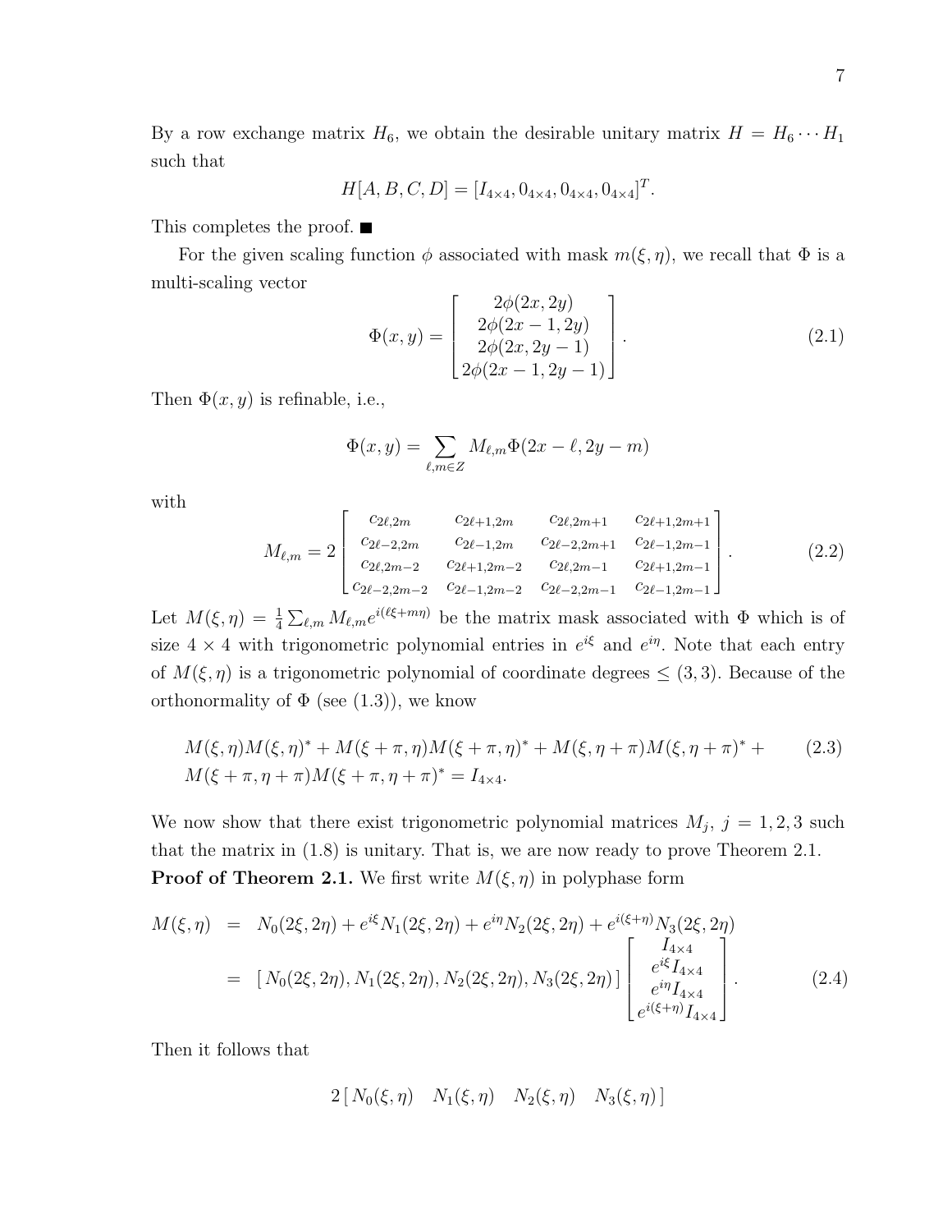By a row exchange matrix $H_6$, we obtain the desirable unitary matrix $H = H_6 \cdots H_1$ such that

$$H[A, B, C, D] = [I_{4\times 4}, 0_{4\times 4}, 0_{4\times 4}, 0_{4\times 4}]^T.$$

This completes the proof. ■

For the given scaling function $\phi$ associated with mask $m(\xi, \eta)$, we recall that $\Phi$ is a multi-scaling vector

$$\Phi(x, y) = \begin{bmatrix} 2\phi(2x, 2y) \\ 2\phi(2x-1, 2y) \\ 2\phi(2x, 2y-1) \\ 2\phi(2x-1, 2y-1) \end{bmatrix}. \tag{2.1}$$

Then $\Phi(x, y)$ is refinable, i.e.,

$$\Phi(x, y) = \sum_{\ell, m \in Z} M_{\ell,m} \Phi(2x - \ell, 2y - m)$$

with

$$M_{\ell,m} = 2 \begin{bmatrix} c_{2\ell,2m} & c_{2\ell+1,2m} & c_{2\ell,2m+1} & c_{2\ell+1,2m+1} \\ c_{2\ell-2,2m} & c_{2\ell-1,2m} & c_{2\ell-2,2m+1} & c_{2\ell-1,2m-1} \\ c_{2\ell,2m-2} & c_{2\ell+1,2m-2} & c_{2\ell,2m-1} & c_{2\ell+1,2m-1} \\ c_{2\ell-2,2m-2} & c_{2\ell-1,2m-2} & c_{2\ell-2,2m-1} & c_{2\ell-1,2m-1} \end{bmatrix}. \tag{2.2}$$

Let $M(\xi, \eta) = \frac{1}{4} \sum_{\ell,m} M_{\ell,m} e^{i(\ell\xi + m\eta)}$ be the matrix mask associated with $\Phi$ which is of size $4 \times 4$ with trigonometric polynomial entries in $e^{i\xi}$ and $e^{i\eta}$. Note that each entry of $M(\xi, \eta)$ is a trigonometric polynomial of coordinate degrees $\leq (3, 3)$. Because of the orthonormality of $\Phi$ (see (1.3)), we know

$$\begin{aligned} & M(\xi, \eta) M(\xi, \eta)^* + M(\xi + \pi, \eta) M(\xi + \pi, \eta)^* + M(\xi, \eta + \pi) M(\xi, \eta + \pi)^* + \\ & M(\xi + \pi, \eta + \pi) M(\xi + \pi, \eta + \pi)^* = I_{4\times 4}. \end{aligned} \tag{2.3}$$

We now show that there exist trigonometric polynomial matrices $M_j$, $j = 1, 2, 3$ such that the matrix in (1.8) is unitary. That is, we are now ready to prove Theorem 2.1.

**Proof of Theorem 2.1.** We first write $M(\xi, \eta)$ in polyphase form

$$\begin{aligned} M(\xi, \eta) &= N_0(2\xi, 2\eta) + e^{i\xi} N_1(2\xi, 2\eta) + e^{i\eta} N_2(2\xi, 2\eta) + e^{i(\xi+\eta)} N_3(2\xi, 2\eta) \\ &= [\, N_0(2\xi, 2\eta), N_1(2\xi, 2\eta), N_2(2\xi, 2\eta), N_3(2\xi, 2\eta) \,] \begin{bmatrix} I_{4\times 4} \\ e^{i\xi} I_{4\times 4} \\ e^{i\eta} I_{4\times 4} \\ e^{i(\xi+\eta)} I_{4\times 4} \end{bmatrix}. \end{aligned} \tag{2.4}$$

Then it follows that

$$2\, [\, N_0(\xi, \eta) \quad N_1(\xi, \eta) \quad N_2(\xi, \eta) \quad N_3(\xi, \eta) \,]$$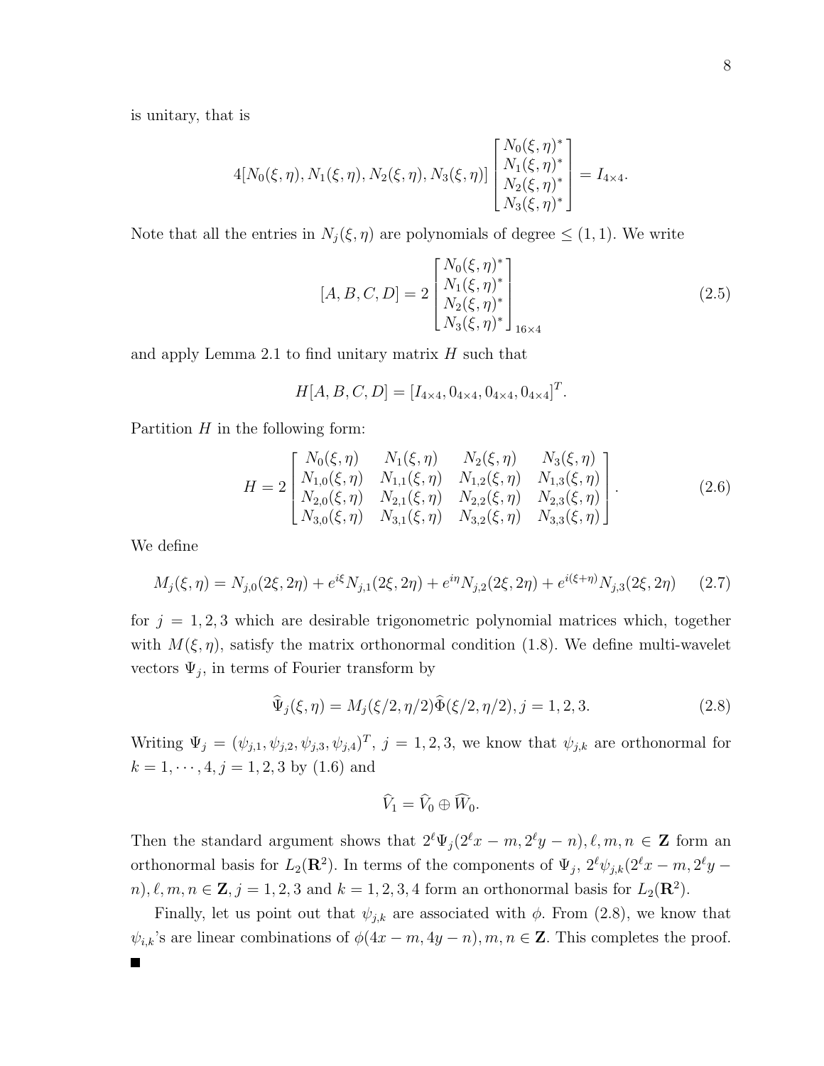is unitary, that is

$$4[N_0(\xi,\eta), N_1(\xi,\eta), N_2(\xi,\eta), N_3(\xi,\eta)] \begin{bmatrix} N_0(\xi,\eta)^* \\ N_1(\xi,\eta)^* \\ N_2(\xi,\eta)^* \\ N_3(\xi,\eta)^* \end{bmatrix} = I_{4\times 4}.$$

Note that all the entries in $N_j(\xi,\eta)$ are polynomials of degree $\leq (1,1)$. We write

$$[A, B, C, D] = 2 \begin{bmatrix} N_0(\xi,\eta)^* \\ N_1(\xi,\eta)^* \\ N_2(\xi,\eta)^* \\ N_3(\xi,\eta)^* \end{bmatrix}_{16\times 4} \tag{2.5}$$

and apply Lemma 2.1 to find unitary matrix $H$ such that

$$H[A, B, C, D] = [I_{4\times 4}, 0_{4\times 4}, 0_{4\times 4}, 0_{4\times 4}]^T.$$

Partition $H$ in the following form:

$$H = 2 \begin{bmatrix} N_0(\xi,\eta) & N_1(\xi,\eta) & N_2(\xi,\eta) & N_3(\xi,\eta) \\ N_{1,0}(\xi,\eta) & N_{1,1}(\xi,\eta) & N_{1,2}(\xi,\eta) & N_{1,3}(\xi,\eta) \\ N_{2,0}(\xi,\eta) & N_{2,1}(\xi,\eta) & N_{2,2}(\xi,\eta) & N_{2,3}(\xi,\eta) \\ N_{3,0}(\xi,\eta) & N_{3,1}(\xi,\eta) & N_{3,2}(\xi,\eta) & N_{3,3}(\xi,\eta) \end{bmatrix}. \tag{2.6}$$

We define

$$M_j(\xi,\eta) = N_{j,0}(2\xi, 2\eta) + e^{i\xi} N_{j,1}(2\xi, 2\eta) + e^{i\eta} N_{j,2}(2\xi, 2\eta) + e^{i(\xi+\eta)} N_{j,3}(2\xi, 2\eta) \tag{2.7}$$

for $j = 1, 2, 3$ which are desirable trigonometric polynomial matrices which, together with $M(\xi,\eta)$, satisfy the matrix orthonormal condition (1.8). We define multi-wavelet vectors $\Psi_j$, in terms of Fourier transform by

$$\widehat{\Psi}_j(\xi,\eta) = M_j(\xi/2, \eta/2)\widehat{\Phi}(\xi/2, \eta/2), j = 1, 2, 3. \tag{2.8}$$

Writing $\Psi_j = (\psi_{j,1}, \psi_{j,2}, \psi_{j,3}, \psi_{j,4})^T$, $j = 1, 2, 3$, we know that $\psi_{j,k}$ are orthonormal for $k = 1, \cdots, 4$, $j = 1, 2, 3$ by (1.6) and

$$\widehat{V}_1 = \widehat{V}_0 \oplus \widehat{W}_0.$$

Then the standard argument shows that $2^\ell \Psi_j(2^\ell x - m, 2^\ell y - n), \ell, m, n \in \mathbf{Z}$ form an orthonormal basis for $L_2(\mathbf{R}^2)$. In terms of the components of $\Psi_j$, $2^\ell \psi_{j,k}(2^\ell x - m, 2^\ell y - n), \ell, m, n \in \mathbf{Z}, j = 1, 2, 3$ and $k = 1, 2, 3, 4$ form an orthonormal basis for $L_2(\mathbf{R}^2)$.

Finally, let us point out that $\psi_{j,k}$ are associated with $\phi$. From (2.8), we know that $\psi_{i,k}$'s are linear combinations of $\phi(4x - m, 4y - n), m, n \in \mathbf{Z}$. This completes the proof. ■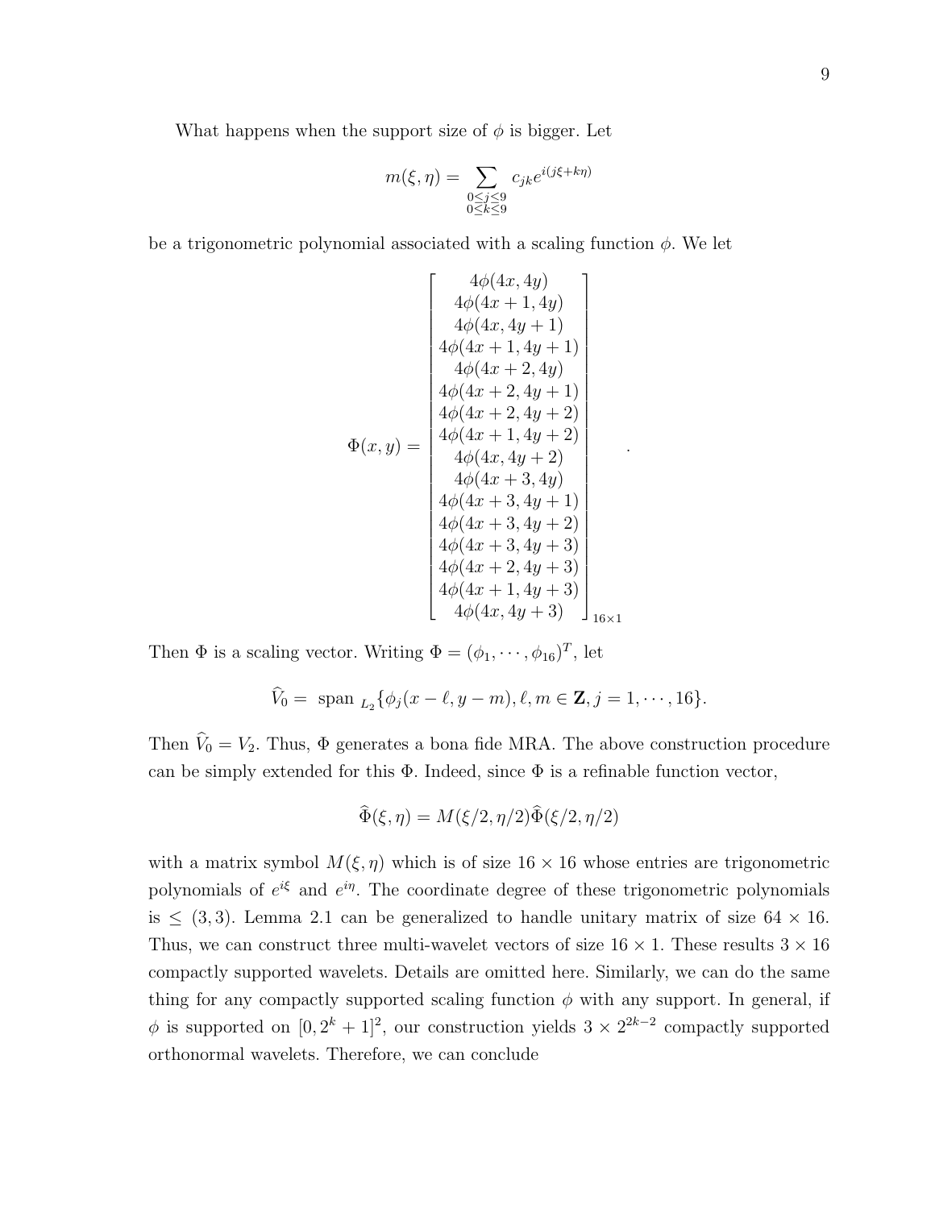What happens when the support size of $\phi$ is bigger. Let

$$m(\xi,\eta) = \sum_{\substack{0\le j\le 9\\ 0\le k\le 9}} c_{jk} e^{i(j\xi+k\eta)}$$

be a trigonometric polynomial associated with a scaling function $\phi$. We let

$$\Phi(x,y) = \begin{bmatrix} 4\phi(4x,4y) \\ 4\phi(4x+1,4y) \\ 4\phi(4x,4y+1) \\ 4\phi(4x+1,4y+1) \\ 4\phi(4x+2,4y) \\ 4\phi(4x+2,4y+1) \\ 4\phi(4x+2,4y+2) \\ 4\phi(4x+1,4y+2) \\ 4\phi(4x,4y+2) \\ 4\phi(4x+3,4y) \\ 4\phi(4x+3,4y+1) \\ 4\phi(4x+3,4y+2) \\ 4\phi(4x+3,4y+3) \\ 4\phi(4x+2,4y+3) \\ 4\phi(4x+1,4y+3) \\ 4\phi(4x,4y+3) \end{bmatrix}_{16\times 1}.$$

Then $\Phi$ is a scaling vector. Writing $\Phi = (\phi_1,\cdots,\phi_{16})^T$, let

$$\widehat{V}_0 = \text{ span }_{L_2}\{\phi_j(x-\ell,y-m), \ell,m\in \mathbf{Z}, j=1,\cdots,16\}.$$

Then $\widehat{V}_0 = V_2$. Thus, $\Phi$ generates a bona fide MRA. The above construction procedure can be simply extended for this $\Phi$. Indeed, since $\Phi$ is a refinable function vector,

$$\widehat{\Phi}(\xi,\eta) = M(\xi/2,\eta/2)\widehat{\Phi}(\xi/2,\eta/2)$$

with a matrix symbol $M(\xi,\eta)$ which is of size $16\times 16$ whose entries are trigonometric polynomials of $e^{i\xi}$ and $e^{i\eta}$. The coordinate degree of these trigonometric polynomials is $\le (3,3)$. Lemma 2.1 can be generalized to handle unitary matrix of size $64\times 16$. Thus, we can construct three multi-wavelet vectors of size $16\times 1$. These results $3\times 16$ compactly supported wavelets. Details are omitted here. Similarly, we can do the same thing for any compactly supported scaling function $\phi$ with any support. In general, if $\phi$ is supported on $[0,2^k+1]^2$, our construction yields $3\times 2^{2k-2}$ compactly supported orthonormal wavelets. Therefore, we can conclude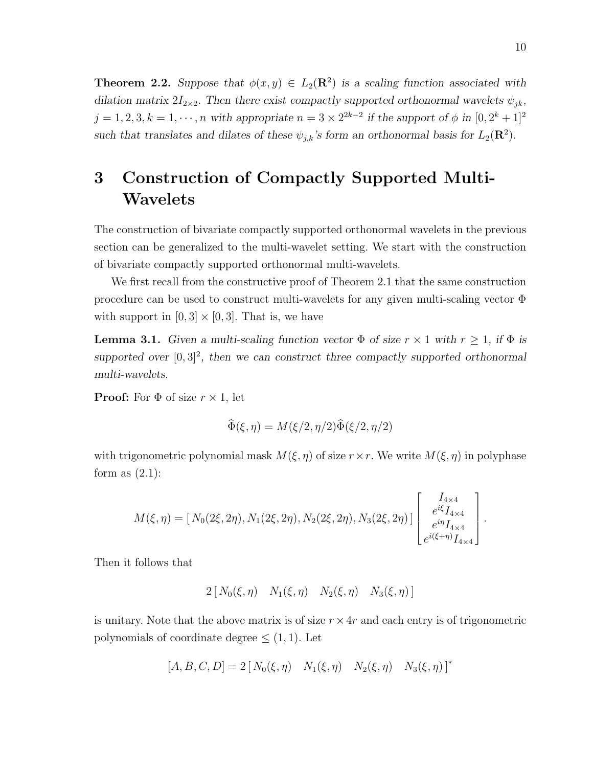**Theorem 2.2.** *Suppose that $\phi(x, y) \in L_2(\mathbf{R}^2)$ is a scaling function associated with dilation matrix $2I_{2\times 2}$. Then there exist compactly supported orthonormal wavelets $\psi_{jk}$, $j = 1, 2, 3, k = 1, \cdots, n$ with appropriate $n = 3 \times 2^{2k-2}$ if the support of $\phi$ in $[0, 2^k + 1]^2$ such that translates and dilates of these $\psi_{j,k}$'s form an orthonormal basis for $L_2(\mathbf{R}^2)$.*

# 3 Construction of Compactly Supported Multi-Wavelets

The construction of bivariate compactly supported orthonormal wavelets in the previous section can be generalized to the multi-wavelet setting. We start with the construction of bivariate compactly supported orthonormal multi-wavelets.

We first recall from the constructive proof of Theorem 2.1 that the same construction procedure can be used to construct multi-wavelets for any given multi-scaling vector $\Phi$ with support in $[0, 3] \times [0, 3]$. That is, we have

**Lemma 3.1.** *Given a multi-scaling function vector $\Phi$ of size $r \times 1$ with $r \geq 1$, if $\Phi$ is supported over $[0, 3]^2$, then we can construct three compactly supported orthonormal multi-wavelets.*

**Proof:** For $\Phi$ of size $r \times 1$, let

$$\widehat{\Phi}(\xi, \eta) = M(\xi/2, \eta/2)\widehat{\Phi}(\xi/2, \eta/2)$$

with trigonometric polynomial mask $M(\xi, \eta)$ of size $r \times r$. We write $M(\xi, \eta)$ in polyphase form as (2.1):

$$M(\xi, \eta) = [\, N_0(2\xi, 2\eta), N_1(2\xi, 2\eta), N_2(2\xi, 2\eta), N_3(2\xi, 2\eta)\,] \begin{bmatrix} I_{4\times 4} \\ e^{i\xi} I_{4\times 4} \\ e^{i\eta} I_{4\times 4} \\ e^{i(\xi+\eta)} I_{4\times 4} \end{bmatrix}.$$

Then it follows that

$$2\,[\, N_0(\xi, \eta) \quad N_1(\xi, \eta) \quad N_2(\xi, \eta) \quad N_3(\xi, \eta)\,]$$

is unitary. Note that the above matrix is of size $r \times 4r$ and each entry is of trigonometric polynomials of coordinate degree $\leq (1, 1)$. Let

$$[A, B, C, D] = 2\,[\, N_0(\xi, \eta) \quad N_1(\xi, \eta) \quad N_2(\xi, \eta) \quad N_3(\xi, \eta)\,]^*$$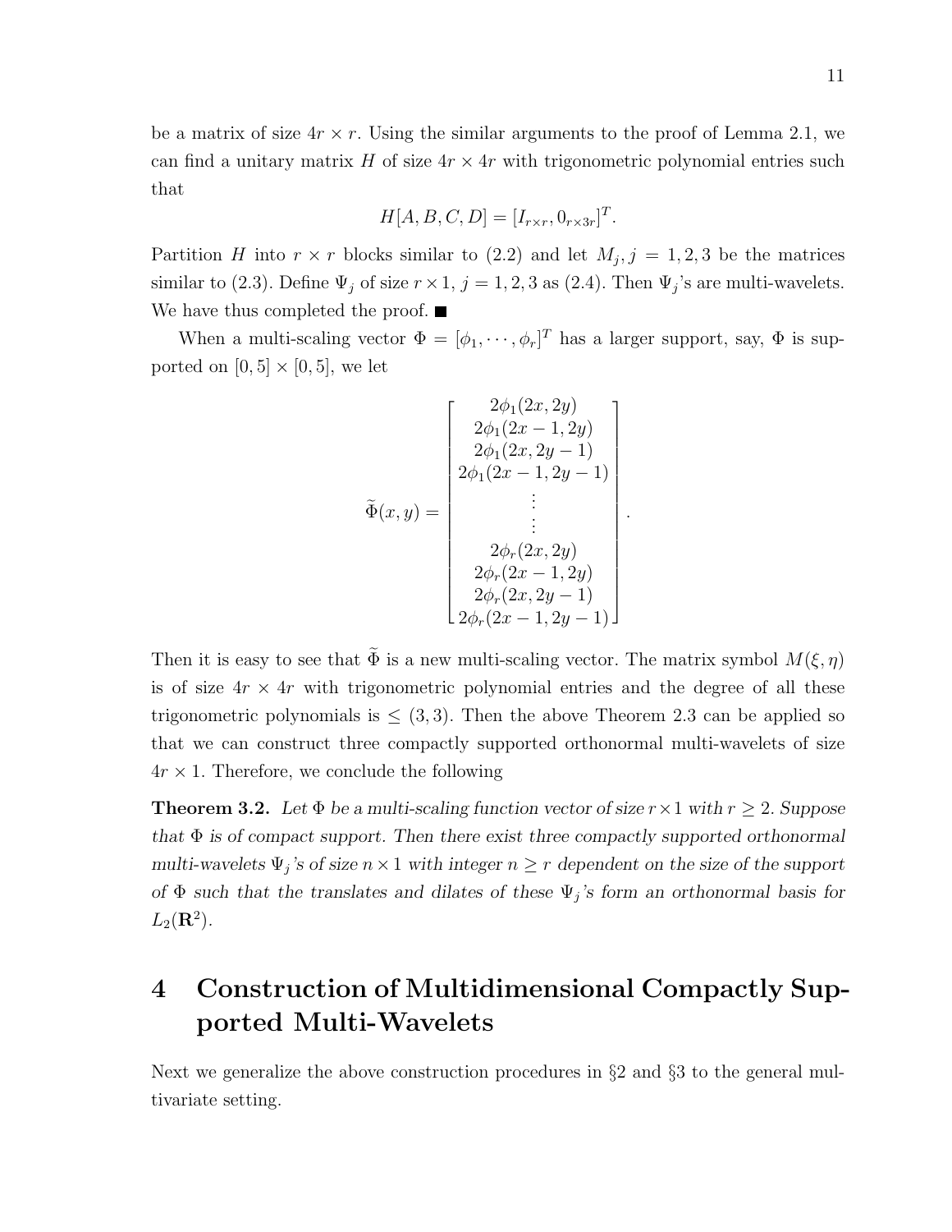be a matrix of size $4r \times r$. Using the similar arguments to the proof of Lemma 2.1, we can find a unitary matrix $H$ of size $4r \times 4r$ with trigonometric polynomial entries such that

$$H[A, B, C, D] = [I_{r\times r}, 0_{r\times 3r}]^T.$$

Partition $H$ into $r \times r$ blocks similar to (2.2) and let $M_j, j = 1, 2, 3$ be the matrices similar to (2.3). Define $\Psi_j$ of size $r \times 1$, $j = 1, 2, 3$ as (2.4). Then $\Psi_j$'s are multi-wavelets. We have thus completed the proof. ∎

When a multi-scaling vector $\Phi = [\phi_1, \cdots, \phi_r]^T$ has a larger support, say, $\Phi$ is supported on $[0, 5] \times [0, 5]$, we let

$$\widetilde{\Phi}(x, y) = \begin{bmatrix} 2\phi_1(2x, 2y) \\ 2\phi_1(2x-1, 2y) \\ 2\phi_1(2x, 2y-1) \\ 2\phi_1(2x-1, 2y-1) \\ \vdots \\ \vdots \\ 2\phi_r(2x, 2y) \\ 2\phi_r(2x-1, 2y) \\ 2\phi_r(2x, 2y-1) \\ 2\phi_r(2x-1, 2y-1) \end{bmatrix}.$$

Then it is easy to see that $\widetilde{\Phi}$ is a new multi-scaling vector. The matrix symbol $M(\xi, \eta)$ is of size $4r \times 4r$ with trigonometric polynomial entries and the degree of all these trigonometric polynomials is $\le (3, 3)$. Then the above Theorem 2.3 can be applied so that we can construct three compactly supported orthonormal multi-wavelets of size $4r \times 1$. Therefore, we conclude the following

**Theorem 3.2.** *Let $\Phi$ be a multi-scaling function vector of size $r \times 1$ with $r \ge 2$. Suppose that $\Phi$ is of compact support. Then there exist three compactly supported orthonormal multi-wavelets $\Psi_j$'s of size $n \times 1$ with integer $n \ge r$ dependent on the size of the support of $\Phi$ such that the translates and dilates of these $\Psi_j$'s form an orthonormal basis for $L_2(\mathbf{R}^2)$.*

# 4 Construction of Multidimensional Compactly Supported Multi-Wavelets

Next we generalize the above construction procedures in §2 and §3 to the general multivariate setting.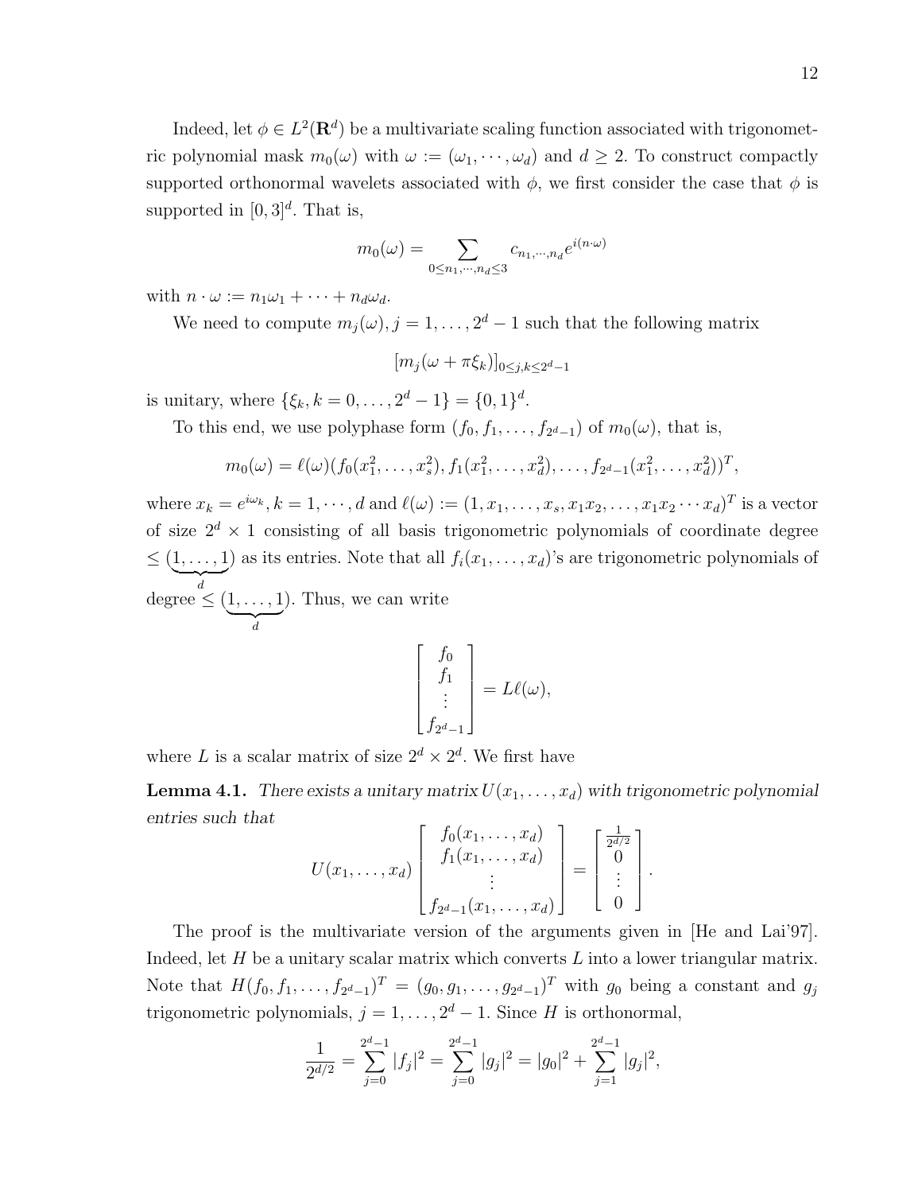Indeed, let $\phi \in L^2(\mathbf{R}^d)$ be a multivariate scaling function associated with trigonometric polynomial mask $m_0(\omega)$ with $\omega := (\omega_1, \cdots, \omega_d)$ and $d \geq 2$. To construct compactly supported orthonormal wavelets associated with $\phi$, we first consider the case that $\phi$ is supported in $[0,3]^d$. That is,

$$m_0(\omega) = \sum_{0 \leq n_1, \cdots, n_d \leq 3} c_{n_1, \cdots, n_d} e^{i(n \cdot \omega)}$$

with $n \cdot \omega := n_1\omega_1 + \cdots + n_d\omega_d$.

We need to compute $m_j(\omega), j = 1, \ldots, 2^d - 1$ such that the following matrix

$$[m_j(\omega + \pi\xi_k)]_{0 \leq j,k \leq 2^d - 1}$$

is unitary, where $\{\xi_k, k = 0, \ldots, 2^d - 1\} = \{0,1\}^d$.

To this end, we use polyphase form $(f_0, f_1, \ldots, f_{2^d-1})$ of $m_0(\omega)$, that is,

$$m_0(\omega) = \ell(\omega)(f_0(x_1^2, \ldots, x_s^2), f_1(x_1^2, \ldots, x_d^2), \ldots, f_{2^d-1}(x_1^2, \ldots, x_d^2))^T,$$

where $x_k = e^{i\omega_k}, k = 1, \cdots, d$ and $\ell(\omega) := (1, x_1, \ldots, x_s, x_1x_2, \ldots, x_1x_2\cdots x_d)^T$ is a vector of size $2^d \times 1$ consisting of all basis trigonometric polynomials of coordinate degree $\leq (\underbrace{1, \ldots, 1}_{d})$ as its entries. Note that all $f_i(x_1, \ldots, x_d)$'s are trigonometric polynomials of degree $\leq (\underbrace{1, \ldots, 1}_{d})$. Thus, we can write

$$\begin{bmatrix} f_0 \\ f_1 \\ \vdots \\ f_{2^d-1} \end{bmatrix} = L\ell(\omega),$$

where $L$ is a scalar matrix of size $2^d \times 2^d$. We first have

**Lemma 4.1.** *There exists a unitary matrix $U(x_1, \ldots, x_d)$ with trigonometric polynomial entries such that*

$$U(x_1, \ldots, x_d) \begin{bmatrix} f_0(x_1, \ldots, x_d) \\ f_1(x_1, \ldots, x_d) \\ \vdots \\ f_{2^d-1}(x_1, \ldots, x_d) \end{bmatrix} = \begin{bmatrix} \frac{1}{2^{d/2}} \\ 0 \\ \vdots \\ 0 \end{bmatrix}.$$

The proof is the multivariate version of the arguments given in [He and Lai'97]. Indeed, let $H$ be a unitary scalar matrix which converts $L$ into a lower triangular matrix. Note that $H(f_0, f_1, \ldots, f_{2^d-1})^T = (g_0, g_1, \ldots, g_{2^d-1})^T$ with $g_0$ being a constant and $g_j$ trigonometric polynomials, $j = 1, \ldots, 2^d - 1$. Since $H$ is orthonormal,

$$\frac{1}{2^{d/2}} = \sum_{j=0}^{2^d-1} |f_j|^2 = \sum_{j=0}^{2^d-1} |g_j|^2 = |g_0|^2 + \sum_{j=1}^{2^d-1} |g_j|^2,$$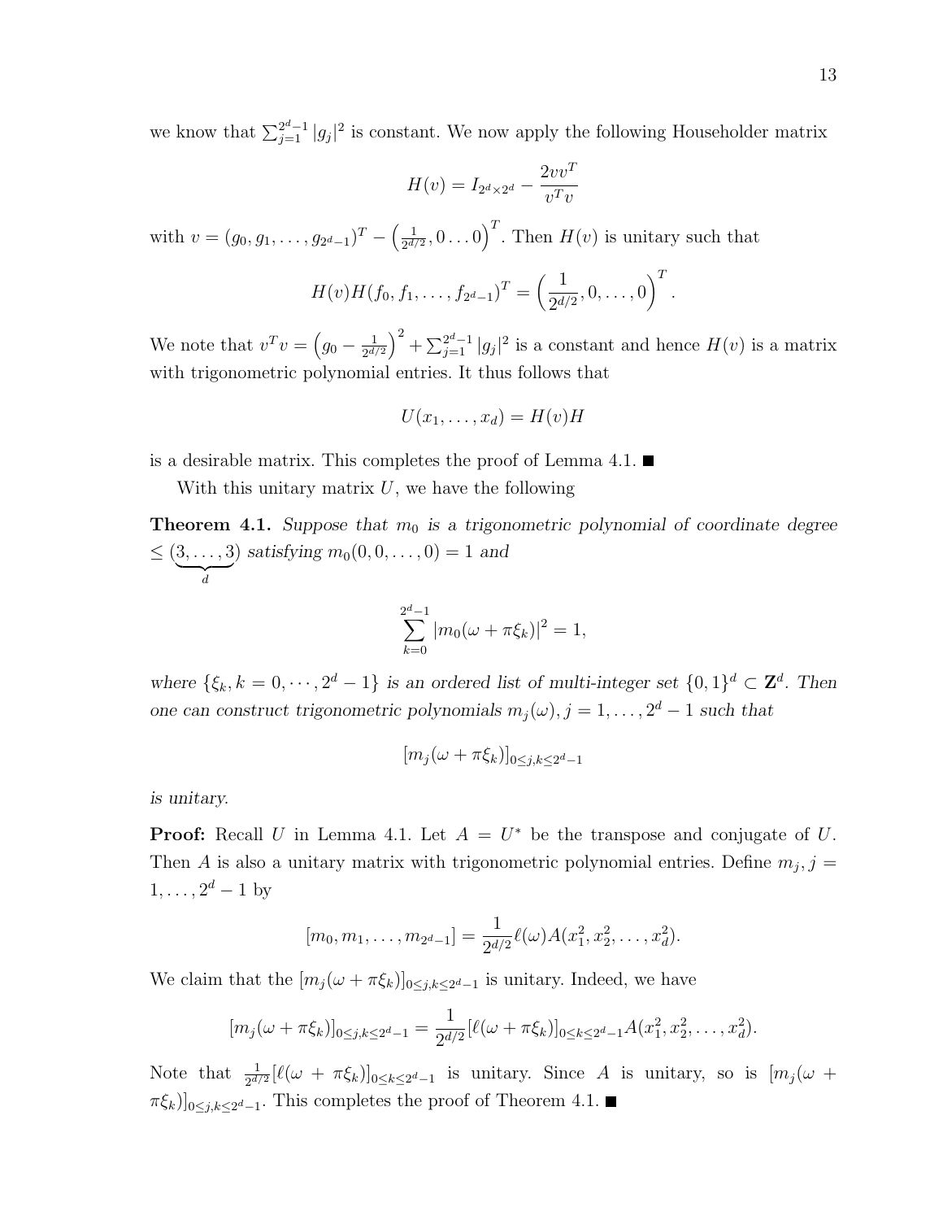we know that $\sum_{j=1}^{2^d-1} |g_j|^2$ is constant. We now apply the following Householder matrix

$$H(v) = I_{2^d \times 2^d} - \frac{2vv^T}{v^T v}$$

with $v = (g_0, g_1, \ldots, g_{2^d-1})^T - \left(\frac{1}{2^{d/2}}, 0 \ldots 0\right)^T$. Then $H(v)$ is unitary such that

$$H(v)H(f_0, f_1, \ldots, f_{2^d-1})^T = \left(\frac{1}{2^{d/2}}, 0, \ldots, 0\right)^T.$$

We note that $v^T v = \left(g_0 - \frac{1}{2^{d/2}}\right)^2 + \sum_{j=1}^{2^d-1} |g_j|^2$ is a constant and hence $H(v)$ is a matrix with trigonometric polynomial entries. It thus follows that

$$U(x_1, \ldots, x_d) = H(v)H$$

is a desirable matrix. This completes the proof of Lemma 4.1. ■

With this unitary matrix $U$, we have the following

**Theorem 4.1.** *Suppose that $m_0$ is a trigonometric polynomial of coordinate degree $\leq \underbrace{(3, \ldots, 3)}_{d}$ satisfying $m_0(0, 0, \ldots, 0) = 1$ and*

$$\sum_{k=0}^{2^d-1} |m_0(\omega + \pi\xi_k)|^2 = 1,$$

*where $\{\xi_k, k = 0, \cdots, 2^d - 1\}$ is an ordered list of multi-integer set $\{0,1\}^d \subset \mathbf{Z}^d$. Then one can construct trigonometric polynomials $m_j(\omega), j = 1, \ldots, 2^d - 1$ such that*

$$[m_j(\omega + \pi\xi_k)]_{0 \leq j,k \leq 2^d-1}$$

*is unitary.*

**Proof:** Recall $U$ in Lemma 4.1. Let $A = U^*$ be the transpose and conjugate of $U$. Then $A$ is also a unitary matrix with trigonometric polynomial entries. Define $m_j, j = 1, \ldots, 2^d - 1$ by

$$[m_0, m_1, \ldots, m_{2^d-1}] = \frac{1}{2^{d/2}} \ell(\omega) A(x_1^2, x_2^2, \ldots, x_d^2).$$

We claim that the $[m_j(\omega + \pi\xi_k)]_{0 \leq j,k \leq 2^d-1}$ is unitary. Indeed, we have

$$[m_j(\omega + \pi\xi_k)]_{0 \leq j,k \leq 2^d-1} = \frac{1}{2^{d/2}} [\ell(\omega + \pi\xi_k)]_{0 \leq k \leq 2^d-1} A(x_1^2, x_2^2, \ldots, x_d^2).$$

Note that $\frac{1}{2^{d/2}}[\ell(\omega + \pi\xi_k)]_{0 \leq k \leq 2^d-1}$ is unitary. Since $A$ is unitary, so is $[m_j(\omega + \pi\xi_k)]_{0 \leq j,k \leq 2^d-1}$. This completes the proof of Theorem 4.1. ■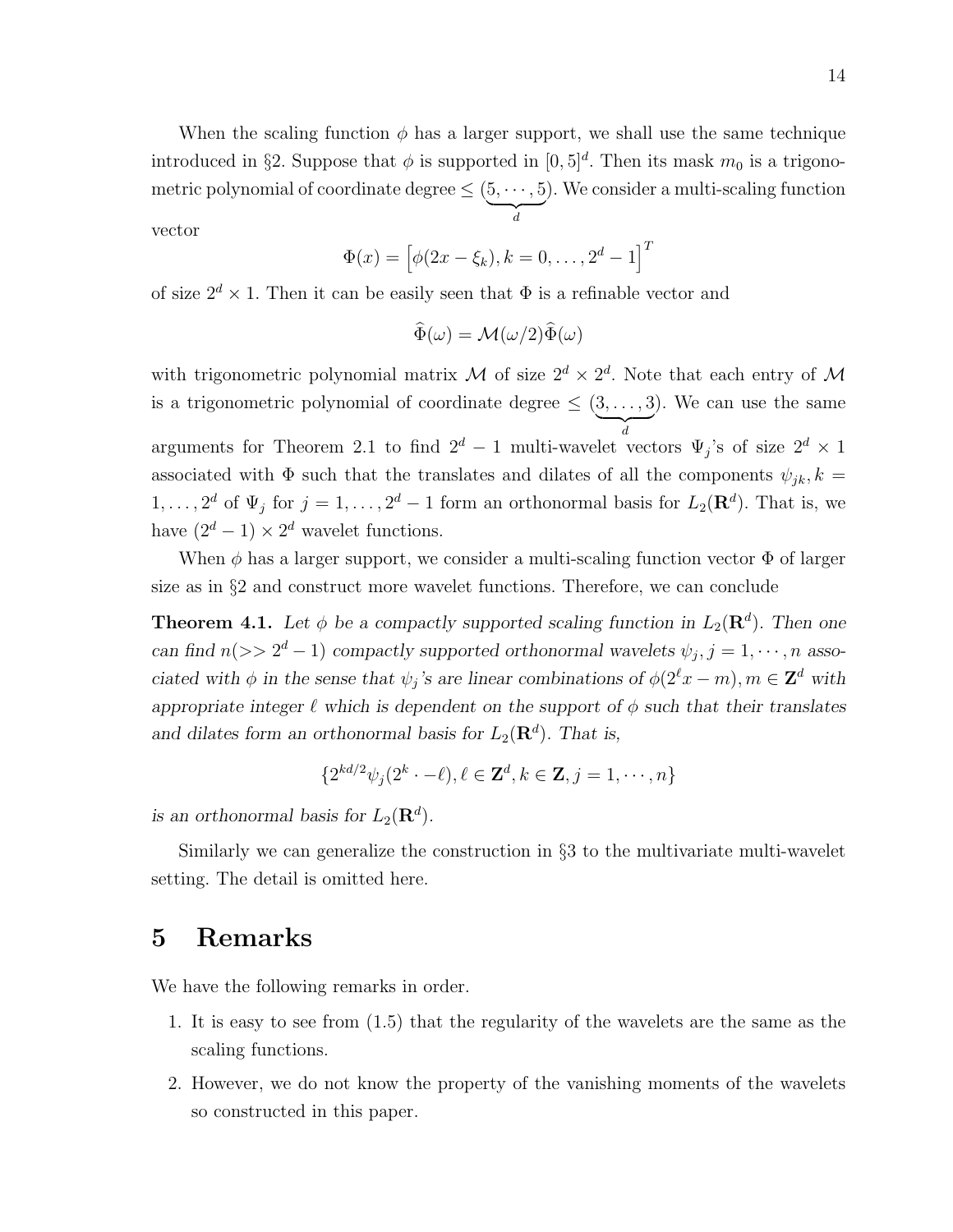When the scaling function $\phi$ has a larger support, we shall use the same technique introduced in §2. Suppose that $\phi$ is supported in $[0,5]^d$. Then its mask $m_0$ is a trigonometric polynomial of coordinate degree $\leq (\underbrace{5,\cdots,5}_{d})$. We consider a multi-scaling function vector

$$\Phi(x) = \left[\phi(2x - \xi_k), k = 0, \ldots, 2^d - 1\right]^T$$

of size $2^d \times 1$. Then it can be easily seen that $\Phi$ is a refinable vector and

$$\widehat{\Phi}(\omega) = \mathcal{M}(\omega/2)\widehat{\Phi}(\omega)$$

with trigonometric polynomial matrix $\mathcal{M}$ of size $2^d \times 2^d$. Note that each entry of $\mathcal{M}$ is a trigonometric polynomial of coordinate degree $\leq (\underbrace{3,\ldots,3}_{d})$. We can use the same arguments for Theorem 2.1 to find $2^d - 1$ multi-wavelet vectors $\Psi_j$'s of size $2^d \times 1$ associated with $\Phi$ such that the translates and dilates of all the components $\psi_{jk}, k = 1, \ldots, 2^d$ of $\Psi_j$ for $j = 1, \ldots, 2^d - 1$ form an orthonormal basis for $L_2(\mathbf{R}^d)$. That is, we have $(2^d - 1) \times 2^d$ wavelet functions.

When $\phi$ has a larger support, we consider a multi-scaling function vector $\Phi$ of larger size as in §2 and construct more wavelet functions. Therefore, we can conclude

**Theorem 4.1.** *Let $\phi$ be a compactly supported scaling function in $L_2(\mathbf{R}^d)$. Then one can find $n(>> 2^d - 1)$ compactly supported orthonormal wavelets $\psi_j, j = 1, \cdots, n$ associated with $\phi$ in the sense that $\psi_j$'s are linear combinations of $\phi(2^\ell x - m), m \in \mathbf{Z}^d$ with appropriate integer $\ell$ which is dependent on the support of $\phi$ such that their translates and dilates form an orthonormal basis for $L_2(\mathbf{R}^d)$. That is,*

$$\{2^{kd/2}\psi_j(2^k \cdot -\ell), \ell \in \mathbf{Z}^d, k \in \mathbf{Z}, j = 1, \cdots, n\}$$

*is an orthonormal basis for $L_2(\mathbf{R}^d)$.*

Similarly we can generalize the construction in §3 to the multivariate multi-wavelet setting. The detail is omitted here.

# 5 Remarks

We have the following remarks in order.

1. It is easy to see from (1.5) that the regularity of the wavelets are the same as the scaling functions.
2. However, we do not know the property of the vanishing moments of the wavelets so constructed in this paper.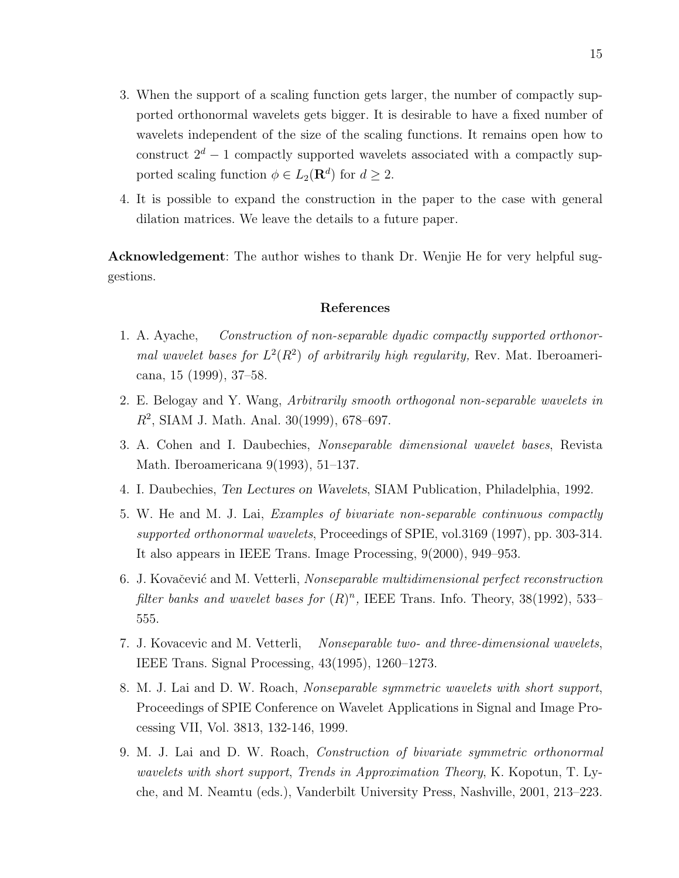3. When the support of a scaling function gets larger, the number of compactly supported orthonormal wavelets gets bigger. It is desirable to have a fixed number of wavelets independent of the size of the scaling functions. It remains open how to construct $2^d - 1$ compactly supported wavelets associated with a compactly supported scaling function $\phi \in L_2(\mathbf{R}^d)$ for $d \geq 2$.

4. It is possible to expand the construction in the paper to the case with general dilation matrices. We leave the details to a future paper.

**Acknowledgement**: The author wishes to thank Dr. Wenjie He for very helpful suggestions.

## References

1. A. Ayache, *Construction of non-separable dyadic compactly supported orthonormal wavelet bases for $L^2(R^2)$ of arbitrarily high regularity,* Rev. Mat. Iberoamericana, 15 (1999), 37–58.

2. E. Belogay and Y. Wang, *Arbitrarily smooth orthogonal non-separable wavelets in $R^2$*, SIAM J. Math. Anal. 30(1999), 678–697.

3. A. Cohen and I. Daubechies, *Nonseparable dimensional wavelet bases*, Revista Math. Iberoamericana 9(1993), 51–137.

4. I. Daubechies, *Ten Lectures on Wavelets*, SIAM Publication, Philadelphia, 1992.

5. W. He and M. J. Lai, *Examples of bivariate non-separable continuous compactly supported orthonormal wavelets*, Proceedings of SPIE, vol.3169 (1997), pp. 303-314. It also appears in IEEE Trans. Image Processing, 9(2000), 949–953.

6. J. Kovačević and M. Vetterli, *Nonseparable multidimensional perfect reconstruction filter banks and wavelet bases for $(R)^n$,* IEEE Trans. Info. Theory, 38(1992), 533–555.

7. J. Kovacevic and M. Vetterli, *Nonseparable two- and three-dimensional wavelets*, IEEE Trans. Signal Processing, 43(1995), 1260–1273.

8. M. J. Lai and D. W. Roach, *Nonseparable symmetric wavelets with short support*, Proceedings of SPIE Conference on Wavelet Applications in Signal and Image Processing VII, Vol. 3813, 132-146, 1999.

9. M. J. Lai and D. W. Roach, *Construction of bivariate symmetric orthonormal wavelets with short support*, *Trends in Approximation Theory*, K. Kopotun, T. Lyche, and M. Neamtu (eds.), Vanderbilt University Press, Nashville, 2001, 213–223.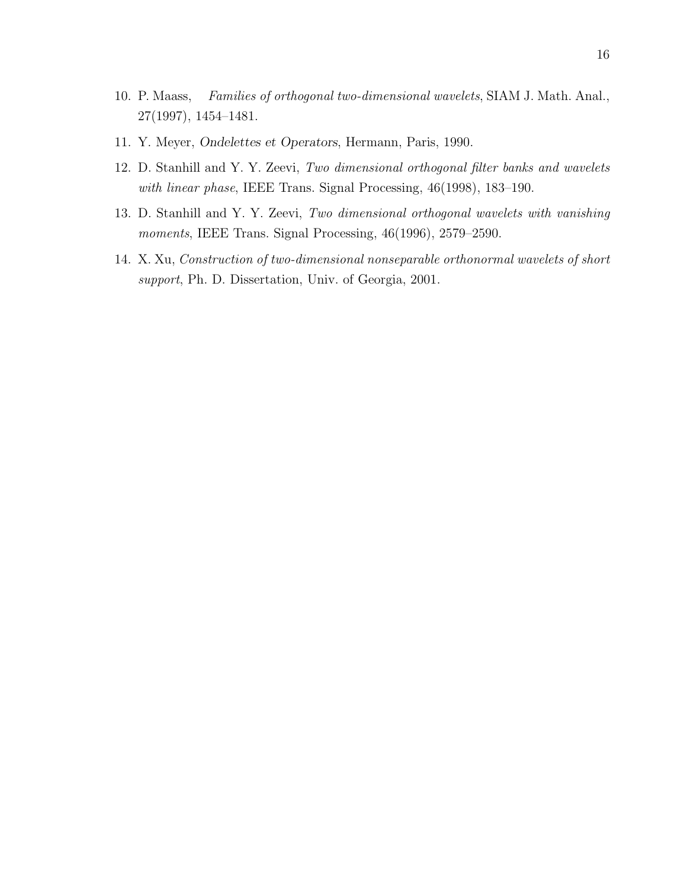10. P. Maass, *Families of orthogonal two-dimensional wavelets*, SIAM J. Math. Anal., 27(1997), 1454–1481.
11. Y. Meyer, *Ondelettes et Operators*, Hermann, Paris, 1990.
12. D. Stanhill and Y. Y. Zeevi, *Two dimensional orthogonal filter banks and wavelets with linear phase*, IEEE Trans. Signal Processing, 46(1998), 183–190.
13. D. Stanhill and Y. Y. Zeevi, *Two dimensional orthogonal wavelets with vanishing moments*, IEEE Trans. Signal Processing, 46(1996), 2579–2590.
14. X. Xu, *Construction of two-dimensional nonseparable orthonormal wavelets of short support*, Ph. D. Dissertation, Univ. of Georgia, 2001.